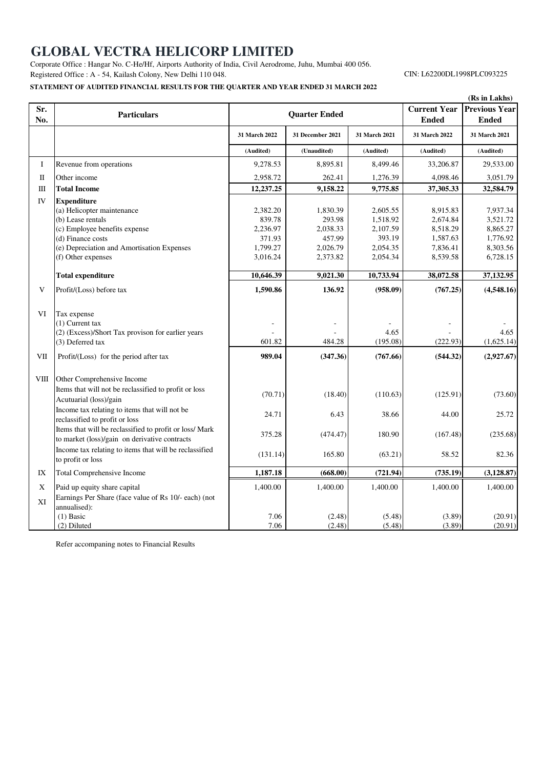# GLOBAL VECTRA HELICORP LIMITED

Corporate Office : Hangar No. C-He/Hf, Airports Authority of India, Civil Aerodrome, Juhu, Mumbai 400 056.
Registered Office : A - 54, Kailash Colony, New Delhi 110 048.

CIN: L62200DL1998PLC093225

**STATEMENT OF AUDITED FINANCIAL RESULTS FOR THE QUARTER AND YEAR ENDED 31 MARCH 2022**

**(Rs in Lakhs)**

| Sr. No. | Particulars | Quarter Ended | | | Current Year Ended | Previous Year Ended |
|---|---|---|---|---|---|---|
| | | 31 March 2022 | 31 December 2021 | 31 March 2021 | 31 March 2022 | 31 March 2021 |
| | | (Audited) | (Unaudited) | (Audited) | (Audited) | (Audited) |
| I | Revenue from operations | 9,278.53 | 8,895.81 | 8,499.46 | 33,206.87 | 29,533.00 |
| II | Other income | 2,958.72 | 262.41 | 1,276.39 | 4,098.46 | 3,051.79 |
| III | **Total Income** | **12,237.25** | **9,158.22** | **9,775.85** | **37,305.33** | **32,584.79** |
| IV | **Expenditure** | | | | | |
| | (a) Helicopter maintenance | 2,382.20 | 1,830.39 | 2,605.55 | 8,915.83 | 7,937.34 |
| | (b) Lease rentals | 839.78 | 293.98 | 1,518.92 | 2,674.84 | 3,521.72 |
| | (c) Employee benefits expense | 2,236.97 | 2,038.33 | 2,107.59 | 8,518.29 | 8,865.27 |
| | (d) Finance costs | 371.93 | 457.99 | 393.19 | 1,587.63 | 1,776.92 |
| | (e) Depreciation and Amortisation Expenses | 1,799.27 | 2,026.79 | 2,054.35 | 7,836.41 | 8,303.56 |
| | (f) Other expenses | 3,016.24 | 2,373.82 | 2,054.34 | 8,539.58 | 6,728.15 |
| | **Total expenditure** | **10,646.39** | **9,021.30** | **10,733.94** | **38,072.58** | **37,132.95** |
| V | Profit/(Loss) before tax | **1,590.86** | **136.92** | **(958.09)** | **(767.25)** | **(4,548.16)** |
| VI | Tax expense | | | | | |
| | (1) Current tax | - | - | - | - | - |
| | (2) (Excess)/Short Tax provison for earlier years | - | - | 4.65 | - | 4.65 |
| | (3) Deferred tax | 601.82 | 484.28 | (195.08) | (222.93) | (1,625.14) |
| VII | Profit/(Loss) for the period after tax | **989.04** | **(347.36)** | **(767.66)** | **(544.32)** | **(2,927.67)** |
| VIII | Other Comprehensive Income | | | | | |
| | Items that will not be reclassified to profit or loss Acutuarial (loss)/gain | (70.71) | (18.40) | (110.63) | (125.91) | (73.60) |
| | Income tax relating to items that will not be reclassified to profit or loss | 24.71 | 6.43 | 38.66 | 44.00 | 25.72 |
| | Items that will be reclassified to profit or loss/ Mark to market (loss)/gain on derivative contracts | 375.28 | (474.47) | 180.90 | (167.48) | (235.68) |
| | Income tax relating to items that will be reclassified to profit or loss | (131.14) | 165.80 | (63.21) | 58.52 | 82.36 |
| IX | Total Comprehensive Income | **1,187.18** | **(668.00)** | **(721.94)** | **(735.19)** | **(3,128.87)** |
| X | Paid up equity share capital | 1,400.00 | 1,400.00 | 1,400.00 | 1,400.00 | 1,400.00 |
| XI | Earnings Per Share (face value of Rs 10/- each) (not annualised): | | | | | |
| | (1) Basic | 7.06 | (2.48) | (5.48) | (3.89) | (20.91) |
| | (2) Diluted | 7.06 | (2.48) | (5.48) | (3.89) | (20.91) |

Refer accompaning notes to Financial Results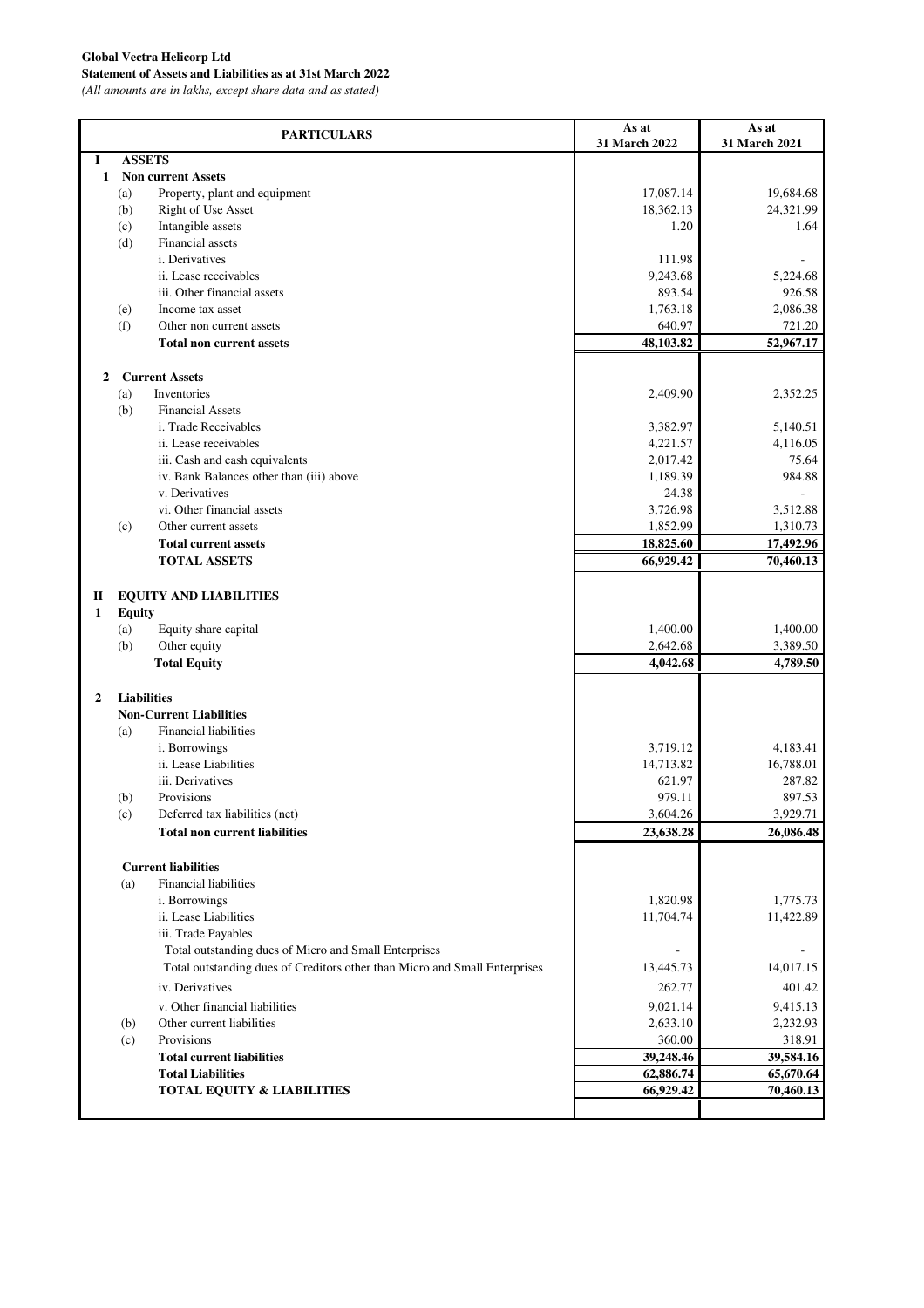**Global Vectra Helicorp Ltd**

**Statement of Assets and Liabilities as at 31st March 2022**

*(All amounts are in lakhs, except share data and as stated)*

| PARTICULARS | As at 31 March 2022 | As at 31 March 2021 |
|---|---|---|
| **I ASSETS** | | |
| **1 Non current Assets** | | |
| (a) Property, plant and equipment | 17,087.14 | 19,684.68 |
| (b) Right of Use Asset | 18,362.13 | 24,321.99 |
| (c) Intangible assets | 1.20 | 1.64 |
| (d) Financial assets | | |
| i. Derivatives | 111.98 | - |
| ii. Lease receivables | 9,243.68 | 5,224.68 |
| iii. Other financial assets | 893.54 | 926.58 |
| (e) Income tax asset | 1,763.18 | 2,086.38 |
| (f) Other non current assets | 640.97 | 721.20 |
| **Total non current assets** | **48,103.82** | **52,967.17** |
| **2 Current Assets** | | |
| (a) Inventories | 2,409.90 | 2,352.25 |
| (b) Financial Assets | | |
| i. Trade Receivables | 3,382.97 | 5,140.51 |
| ii. Lease receivables | 4,221.57 | 4,116.05 |
| iii. Cash and cash equivalents | 2,017.42 | 75.64 |
| iv. Bank Balances other than (iii) above | 1,189.39 | 984.88 |
| v. Derivatives | 24.38 | - |
| vi. Other financial assets | 3,726.98 | 3,512.88 |
| (c) Other current assets | 1,852.99 | 1,310.73 |
| **Total current assets** | **18,825.60** | **17,492.96** |
| **TOTAL ASSETS** | **66,929.42** | **70,460.13** |
| **II EQUITY AND LIABILITIES** | | |
| **1 Equity** | | |
| (a) Equity share capital | 1,400.00 | 1,400.00 |
| (b) Other equity | 2,642.68 | 3,389.50 |
| **Total Equity** | **4,042.68** | **4,789.50** |
| **2 Liabilities** | | |
| **Non-Current Liabilities** | | |
| (a) Financial liabilities | | |
| i. Borrowings | 3,719.12 | 4,183.41 |
| ii. Lease Liabilities | 14,713.82 | 16,788.01 |
| iii. Derivatives | 621.97 | 287.82 |
| (b) Provisions | 979.11 | 897.53 |
| (c) Deferred tax liabilities (net) | 3,604.26 | 3,929.71 |
| **Total non current liabilities** | **23,638.28** | **26,086.48** |
| **Current liabilities** | | |
| (a) Financial liabilities | | |
| i. Borrowings | 1,820.98 | 1,775.73 |
| ii. Lease Liabilities | 11,704.74 | 11,422.89 |
| iii. Trade Payables | | |
| Total outstanding dues of Micro and Small Enterprises | - | - |
| Total outstanding dues of Creditors other than Micro and Small Enterprises | 13,445.73 | 14,017.15 |
| iv. Derivatives | 262.77 | 401.42 |
| v. Other financial liabilities | 9,021.14 | 9,415.13 |
| (b) Other current liabilities | 2,633.10 | 2,232.93 |
| (c) Provisions | 360.00 | 318.91 |
| **Total current liabilities** | **39,248.46** | **39,584.16** |
| **Total Liabilities** | **62,886.74** | **65,670.64** |
| **TOTAL EQUITY & LIABILITIES** | **66,929.42** | **70,460.13** |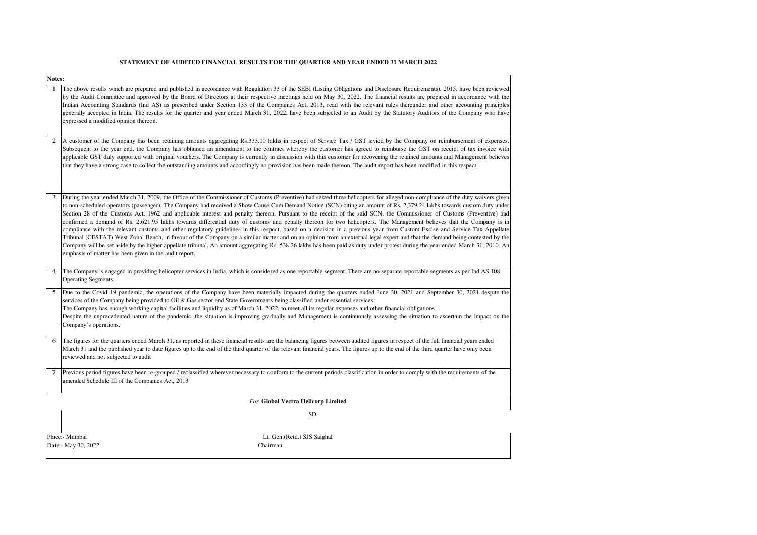## STATEMENT OF AUDITED FINANCIAL RESULTS FOR THE QUARTER AND YEAR ENDED 31 MARCH 2022

**Notes:**

1. The above results which are prepared and published in accordance with Regulation 33 of the SEBI (Listing Obligations and Disclosure Requirements), 2015, have been reviewed by the Audit Committee and approved by the Board of Directors at their respective meetings held on May 30, 2022. The financial results are prepared in accordance with the Indian Accounting Standards (Ind AS) as prescribed under Section 133 of the Companies Act, 2013, read with the relevant rules thereunder and other accounting principles generally accepted in India. The results for the quarter and year ended March 31, 2022, have been subjected to an Audit by the Statutory Auditors of the Company who have expressed a modified opinion thereon.

2. A customer of the Company has been retaining amounts aggregating Rs.333.10 lakhs in respect of Service Tax / GST levied by the Company on reimbursement of expenses. Subsequent to the year end, the Company has obtained an amendment to the contract whereby the customer has agreed to reimburse the GST on receipt of tax invoice with applicable GST duly supported with original vouchers. The Company is currently in discussion with this customer for recovering the retained amounts and Management believes that they have a strong case to collect the outstanding amounts and accordingly no provision has been made thereon. The audit report has been modified in this respect.

3. During the year ended March 31, 2009, the Office of the Commissioner of Customs (Preventive) had seized three helicopters for alleged non-compliance of the duty waivers given to non-scheduled operators (passenger). The Company had received a Show Cause Cum Demand Notice (SCN) citing an amount of Rs. 2,379.24 lakhs towards custom duty under Section 28 of the Customs Act, 1962 and applicable interest and penalty thereon. Pursuant to the receipt of the said SCN, the Commissioner of Customs (Preventive) had confirmed a demand of Rs. 2,621.95 lakhs towards differential duty of customs and penalty thereon for two helicopters. The Management believes that the Company is in compliance with the relevant customs and other regulatory guidelines in this respect, based on a decision in a previous year from Custom Excise and Service Tax Appellate Tribunal (CESTAT) West Zonal Bench, in favour of the Company on a similar matter and on an opinion from an external legal expert and that the demand being contested by the Company will be set aside by the higher appellate tribunal. An amount aggregating Rs. 538.26 lakhs has been paid as duty under protest during the year ended March 31, 2010. An emphasis of matter has been given in the audit report.

4. The Company is engaged in providing helicopter services in India, which is considered as one reportable segment. There are no separate reportable segments as per Ind AS 108 Operating Segments.

5. Due to the Covid 19 pandemic, the operations of the Company have been materially impacted during the quarters ended June 30, 2021 and September 30, 2021 despite the services of the Company being provided to Oil & Gas sector and State Governments being classified under essential services.
   The Company has enough working capital facilities and liquidity as of March 31, 2022, to meet all its regular expenses and other financial obligations.
   Despite the unprecedented nature of the pandemic, the situation is improving gradually and Management is continuously assessing the situation to ascertain the impact on the Company's operations.

6. The figures for the quarters ended March 31, as reported in these financial results are the balancing figures between audited figures in respect of the full financial years ended March 31 and the published year to date figures up to the end of the third quarter of the relevant financial years. The figures up to the end of the third quarter have only been reviewed and not subjected to audit

7. Previous period figures have been re-grouped / reclassified wherever necessary to conform to the current periods classification in order to comply with the requirements of the amended Schedule III of the Companies Act, 2013

*For* **Global Vectra Helicorp Limited**

SD

Place:- Mumbai
Date:- May 30, 2022

Lt. Gen.(Retd.) SJS Saighal
Chairman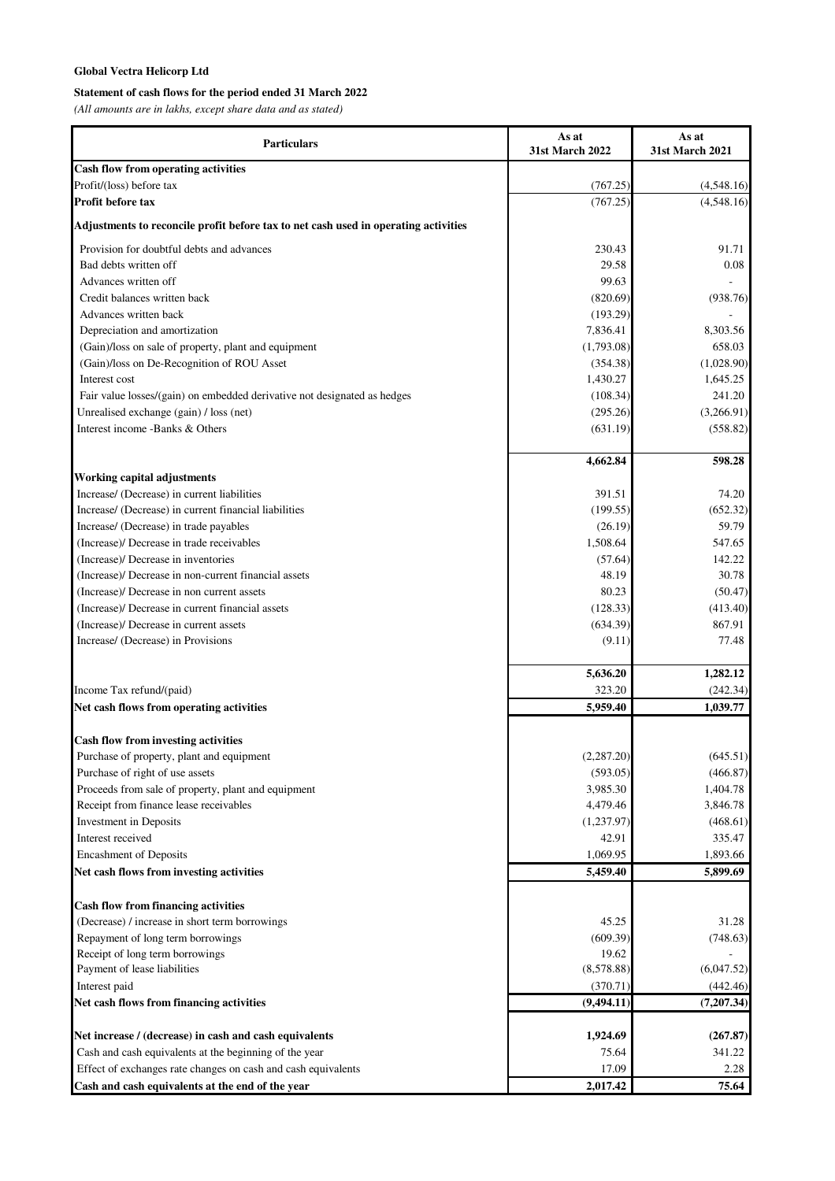**Global Vectra Helicorp Ltd**

**Statement of cash flows for the period ended 31 March 2022**

*(All amounts are in lakhs, except share data and as stated)*

| Particulars | As at 31st March 2022 | As at 31st March 2021 |
|---|---|---|
| **Cash flow from operating activities** | | |
| Profit/(loss) before tax | (767.25) | (4,548.16) |
| **Profit before tax** | (767.25) | (4,548.16) |
| **Adjustments to reconcile profit before tax to net cash used in operating activities** | | |
| Provision for doubtful debts and advances | 230.43 | 91.71 |
| Bad debts written off | 29.58 | 0.08 |
| Advances written off | 99.63 | - |
| Credit balances written back | (820.69) | (938.76) |
| Advances written back | (193.29) | - |
| Depreciation and amortization | 7,836.41 | 8,303.56 |
| (Gain)/loss on sale of property, plant and equipment | (1,793.08) | 658.03 |
| (Gain)/loss on De-Recognition of ROU Asset | (354.38) | (1,028.90) |
| Interest cost | 1,430.27 | 1,645.25 |
| Fair value losses/(gain) on embedded derivative not designated as hedges | (108.34) | 241.20 |
| Unrealised exchange (gain) / loss (net) | (295.26) | (3,266.91) |
| Interest income -Banks & Others | (631.19) | (558.82) |
| | **4,662.84** | **598.28** |
| **Working capital adjustments** | | |
| Increase/ (Decrease) in current liabilities | 391.51 | 74.20 |
| Increase/ (Decrease) in current financial liabilities | (199.55) | (652.32) |
| Increase/ (Decrease) in trade payables | (26.19) | 59.79 |
| (Increase)/ Decrease in trade receivables | 1,508.64 | 547.65 |
| (Increase)/ Decrease in inventories | (57.64) | 142.22 |
| (Increase)/ Decrease in non-current financial assets | 48.19 | 30.78 |
| (Increase)/ Decrease in non current assets | 80.23 | (50.47) |
| (Increase)/ Decrease in current financial assets | (128.33) | (413.40) |
| (Increase)/ Decrease in current assets | (634.39) | 867.91 |
| Increase/ (Decrease) in Provisions | (9.11) | 77.48 |
| | **5,636.20** | **1,282.12** |
| Income Tax refund/(paid) | 323.20 | (242.34) |
| **Net cash flows from operating activities** | **5,959.40** | **1,039.77** |
| **Cash flow from investing activities** | | |
| Purchase of property, plant and equipment | (2,287.20) | (645.51) |
| Purchase of right of use assets | (593.05) | (466.87) |
| Proceeds from sale of property, plant and equipment | 3,985.30 | 1,404.78 |
| Receipt from finance lease receivables | 4,479.46 | 3,846.78 |
| Investment in Deposits | (1,237.97) | (468.61) |
| Interest received | 42.91 | 335.47 |
| Encashment of Deposits | 1,069.95 | 1,893.66 |
| **Net cash flows from investing activities** | **5,459.40** | **5,899.69** |
| **Cash flow from financing activities** | | |
| (Decrease) / increase in short term borrowings | 45.25 | 31.28 |
| Repayment of long term borrowings | (609.39) | (748.63) |
| Receipt of long term borrowings | 19.62 | - |
| Payment of lease liabilities | (8,578.88) | (6,047.52) |
| Interest paid | (370.71) | (442.46) |
| **Net cash flows from financing activities** | **(9,494.11)** | **(7,207.34)** |
| **Net increase / (decrease) in cash and cash equivalents** | **1,924.69** | **(267.87)** |
| Cash and cash equivalents at the beginning of the year | 75.64 | 341.22 |
| Effect of exchanges rate changes on cash and cash equivalents | 17.09 | 2.28 |
| **Cash and cash equivalents at the end of the year** | **2,017.42** | **75.64** |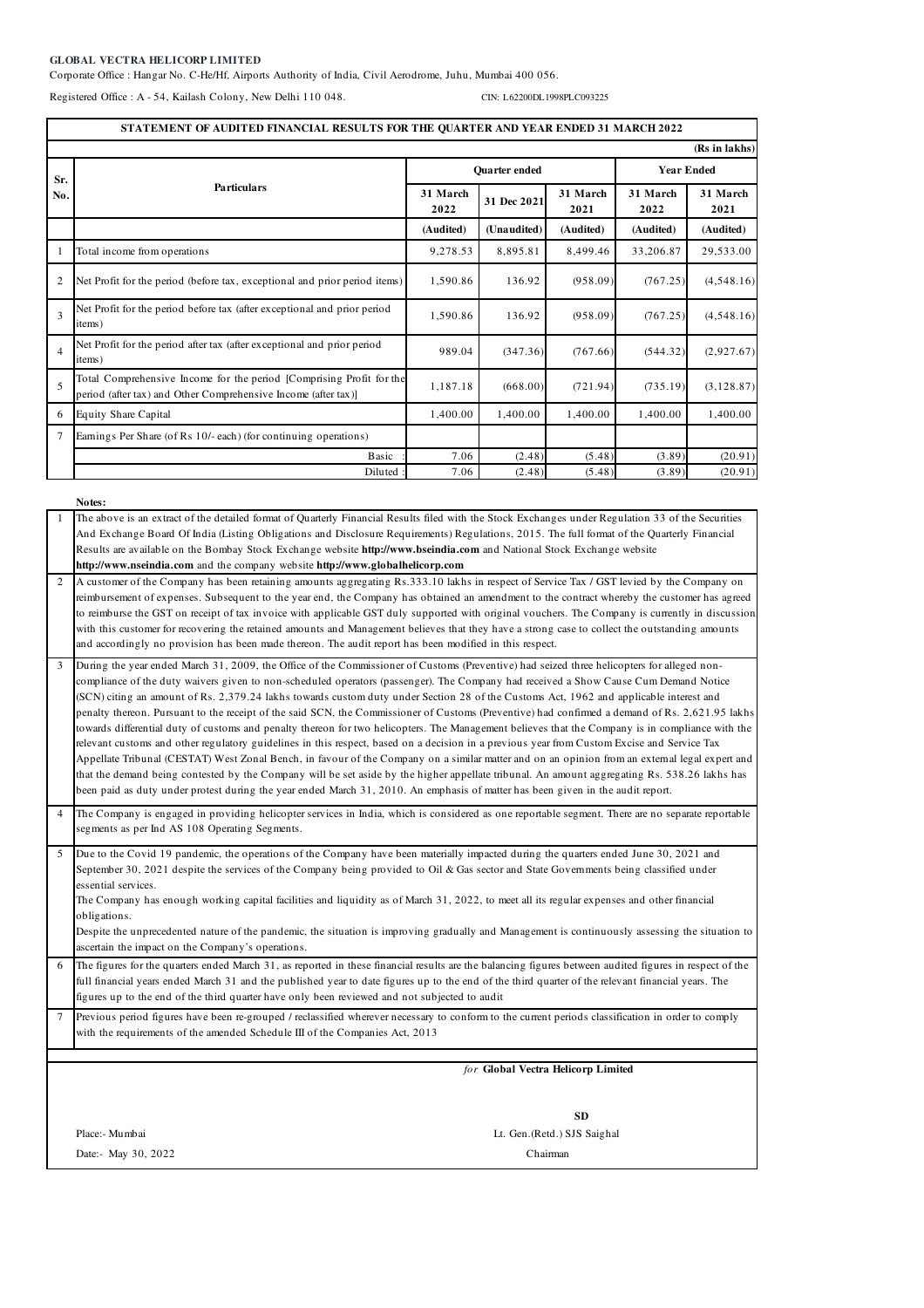**GLOBAL VECTRA HELICORP LIMITED**

Corporate Office : Hangar No. C-He/Hf, Airports Authority of India, Civil Aerodrome, Juhu, Mumbai 400 056.

Registered Office : A - 54, Kailash Colony, New Delhi 110 048. CIN: L62200DL1998PLC093225

**STATEMENT OF AUDITED FINANCIAL RESULTS FOR THE QUARTER AND YEAR ENDED 31 MARCH 2022**

(Rs in lakhs)

| Sr. No. | Particulars | Quarter ended | | | Year Ended | |
|---|---|---|---|---|---|---|
| | | 31 March 2022 | 31 Dec 2021 | 31 March 2021 | 31 March 2022 | 31 March 2021 |
| | | (Audited) | (Unaudited) | (Audited) | (Audited) | (Audited) |
| 1 | Total income from operations | 9,278.53 | 8,895.81 | 8,499.46 | 33,206.87 | 29,533.00 |
| 2 | Net Profit for the period (before tax, exceptional and prior period items) | 1,590.86 | 136.92 | (958.09) | (767.25) | (4,548.16) |
| 3 | Net Profit for the period before tax (after exceptional and prior period items) | 1,590.86 | 136.92 | (958.09) | (767.25) | (4,548.16) |
| 4 | Net Profit for the period after tax (after exceptional and prior period items) | 989.04 | (347.36) | (767.66) | (544.32) | (2,927.67) |
| 5 | Total Comprehensive Income for the period [Comprising Profit for the period (after tax) and Other Comprehensive Income (after tax)] | 1,187.18 | (668.00) | (721.94) | (735.19) | (3,128.87) |
| 6 | Equity Share Capital | 1,400.00 | 1,400.00 | 1,400.00 | 1,400.00 | 1,400.00 |
| 7 | Earnings Per Share (of Rs 10/- each) (for continuing operations) | | | | | |
| | Basic : | 7.06 | (2.48) | (5.48) | (3.89) | (20.91) |
| | Diluted : | 7.06 | (2.48) | (5.48) | (3.89) | (20.91) |

**Notes:**

1. The above is an extract of the detailed format of Quarterly Financial Results filed with the Stock Exchanges under Regulation 33 of the Securities And Exchange Board Of India (Listing Obligations and Disclosure Requirements) Regulations, 2015. The full format of the Quarterly Financial Results are available on the Bombay Stock Exchange website **http://www.bseindia.com** and National Stock Exchange website **http://www.nseindia.com** and the company website **http://www.globalhelicorp.com**

2. A customer of the Company has been retaining amounts aggregating Rs.333.10 lakhs in respect of Service Tax / GST levied by the Company on reimbursement of expenses. Subsequent to the year end, the Company has obtained an amendment to the contract whereby the customer has agreed to reimburse the GST on receipt of tax invoice with applicable GST duly supported with original vouchers. The Company is currently in discussion with this customer for recovering the retained amounts and Management believes that they have a strong case to collect the outstanding amounts and accordingly no provision has been made thereon. The audit report has been modified in this respect.

3. During the year ended March 31, 2009, the Office of the Commissioner of Customs (Preventive) had seized three helicopters for alleged non-compliance of the duty waivers given to non-scheduled operators (passenger). The Company had received a Show Cause Cum Demand Notice (SCN) citing an amount of Rs. 2,379.24 lakhs towards custom duty under Section 28 of the Customs Act, 1962 and applicable interest and penalty thereon. Pursuant to the receipt of the said SCN, the Commissioner of Customs (Preventive) had confirmed a demand of Rs. 2,621.95 lakhs towards differential duty of customs and penalty thereon for two helicopters. The Management believes that the Company is in compliance with the relevant customs and other regulatory guidelines in this respect, based on a decision in a previous year from Custom Excise and Service Tax Appellate Tribunal (CESTAT) West Zonal Bench, in favour of the Company on a similar matter and on an opinion from an external legal expert and that the demand being contested by the Company will be set aside by the higher appellate tribunal. An amount aggregating Rs. 538.26 lakhs has been paid as duty under protest during the year ended March 31, 2010. An emphasis of matter has been given in the audit report.

4. The Company is engaged in providing helicopter services in India, which is considered as one reportable segment. There are no separate reportable segments as per Ind AS 108 Operating Segments.

5. Due to the Covid 19 pandemic, the operations of the Company have been materially impacted during the quarters ended June 30, 2021 and September 30, 2021 despite the services of the Company being provided to Oil & Gas sector and State Governments being classified under essential services.
The Company has enough working capital facilities and liquidity as of March 31, 2022, to meet all its regular expenses and other financial obligations.
Despite the unprecedented nature of the pandemic, the situation is improving gradually and Management is continuously assessing the situation to ascertain the impact on the Company's operations.

6. The figures for the quarters ended March 31, as reported in these financial results are the balancing figures between audited figures in respect of the full financial years ended March 31 and the published year to date figures up to the end of the third quarter of the relevant financial years. The figures up to the end of the third quarter have only been reviewed and not subjected to audit

7. Previous period figures have been re-grouped / reclassified wherever necessary to conform to the current periods classification in order to comply with the requirements of the amended Schedule III of the Companies Act, 2013

*for* **Global Vectra Helicorp Limited**

**SD**

Lt. Gen.(Retd.) SJS Saighal

Chairman

Place:- Mumbai

Date:- May 30, 2022